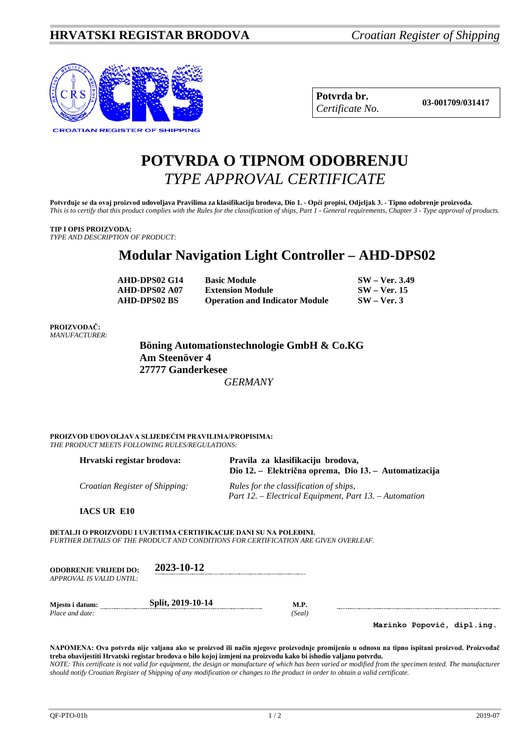**HRVATSKI REGISTAR BRODOVA** *Croatian Register of Shipping*

CROATIAN REGISTER OF SHIPPING

| **Potvrda br.** *Certificate No.* | **03-001709/031417** |
|---|---|

# POTVRDA O TIPNOM ODOBRENJU
# *TYPE APPROVAL CERTIFICATE*

**Potvrđuje se da ovaj proizvod udovoljava Pravilima za klasifikaciju brodova, Dio 1. - Opći propisi, Odjeljak 3. - Tipno odobrenje proizvoda.**
*This is to certify that this product complies with the Rules for the classification of ships, Part 1 - General requirements, Chapter 3 - Type approval of products.*

**TIP I OPIS PROIZVODA:**
*TYPE AND DESCRIPTION OF PRODUCT:*

## Modular Navigation Light Controller – AHD-DPS02

| | | |
|---|---|---|
| **AHD-DPS02 G14** | **Basic Module** | **SW – Ver. 3.49** |
| **AHD-DPS02 A07** | **Extension Module** | **SW – Ver. 15** |
| **AHD-DPS02 BS** | **Operation and Indicator Module** | **SW – Ver. 3** |

**PROIZVOĐAČ:**
*MANUFACTURER:*

**Böning Automationstechnologie GmbH & Co.KG**
**Am Steenöver 4**
**27777 Ganderkesee**
*GERMANY*

**PROIZVOD UDOVOLJAVA SLIJEDEĆIM PRAVILIMA/PROPISIMA:**
*THE PRODUCT MEETS FOLLOWING RULES/REGULATIONS:*

| | |
|---|---|
| **Hrvatski registar brodova:** | **Pravila za klasifikaciju brodova, Dio 12. – Električna oprema, Dio 13. – Automatizacija** |
| *Croatian Register of Shipping:* | *Rules for the classification of ships, Part 12. – Electrical Equipment, Part 13. – Automation* |

**IACS UR E10**

**DETALJI O PROIZVODU I UVJETIMA CERTIFIKACIJE DANI SU NA POLEĐINI.**
*FURTHER DETAILS OF THE PRODUCT AND CONDITIONS FOR CERTIFICATION ARE GIVEN OVERLEAF.*

**ODOBRENJE VRIJEDI DO:** **2023-10-12**
*APPROVAL IS VALID UNTIL:*

**Mjesto i datum:** **Split, 2019-10-14** **M.P.**
*Place and date:* *(Seal)*

**Marinko Popović, dipl.ing.**

**NAPOMENA: Ova potvrda nije valjana ako se proizvod ili način njegove proizvodnje promijenio u odnosu na tipno ispitani proizvod. Proizvođač treba obavijestiti Hrvatski registar brodova o bilo kojoj izmjeni na proizvodu kako bi ishodio valjanu potvrdu.**
*NOTE: This certificate is not valid for equipment, the design or manufacture of which has been varied or modified from the specimen tested. The manufacturer should notify Croatian Register of Shipping of any modification or changes to the product in order to obtain a valid certificate.*

QF-PTO-01h 2019-07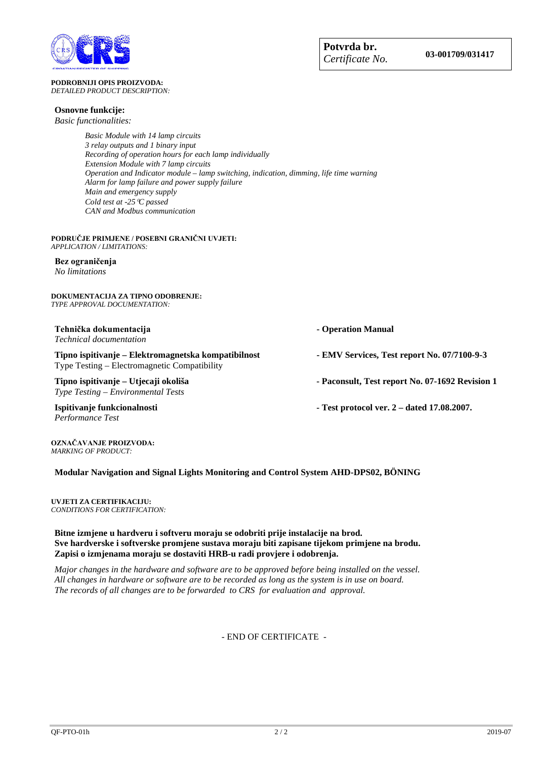**Potvrda br.**
*Certificate No.* **03-001709/031417**

**PODROBNIJI OPIS PROIZVODA:**
*DETAILED PRODUCT DESCRIPTION:*

**Osnovne funkcije:**
*Basic functionalities:*

*Basic Module with 14 lamp circuits*
*3 relay outputs and 1 binary input*
*Recording of operation hours for each lamp individually*
*Extension Module with 7 lamp circuits*
*Operation and Indicator module – lamp switching, indication, dimming, life time warning*
*Alarm for lamp failure and power supply failure*
*Main and emergency supply*
*Cold test at -25°C passed*
*CAN and Modbus communication*

**PODRUČJE PRIMJENE / POSEBNI GRANIČNI UVJETI:**
*APPLICATION / LIMITATIONS:*

**Bez ograničenja**
*No limitations*

**DOKUMENTACIJA ZA TIPNO ODOBRENJE:**
*TYPE APPROVAL DOCUMENTATION:*

| | |
|---|---|
| **Tehnička dokumentacija** *Technical documentation* | **- Operation Manual** |
| **Tipno ispitivanje – Elektromagnetska kompatibilnost** Type Testing – Electromagnetic Compatibility | **- EMV Services, Test report No. 07/7100-9-3** |
| **Tipno ispitivanje – Utjecaji okoliša** *Type Testing – Environmental Tests* | **- Paconsult, Test report No. 07-1692 Revision 1** |
| **Ispitivanje funkcionalnosti** *Performance Test* | **- Test protocol ver. 2 – dated 17.08.2007.** |

**OZNAČAVANJE PROIZVODA:**
*MARKING OF PRODUCT:*

**Modular Navigation and Signal Lights Monitoring and Control System AHD-DPS02, BÖNING**

**UVJETI ZA CERTIFIKACIJU:**
*CONDITIONS FOR CERTIFICATION:*

**Bitne izmjene u hardveru i softveru moraju se odobriti prije instalacije na brod.**
**Sve hardverske i softverske promjene sustava moraju biti zapisane tijekom primjene na brodu.**
**Zapisi o izmjenama moraju se dostaviti HRB-u radi provjere i odobrenja.**

*Major changes in the hardware and software are to be approved before being installed on the vessel.*
*All changes in hardware or software are to be recorded as long as the system is in use on board.*
*The records of all changes are to be forwarded to CRS for evaluation and approval.*

- END OF CERTIFICATE -